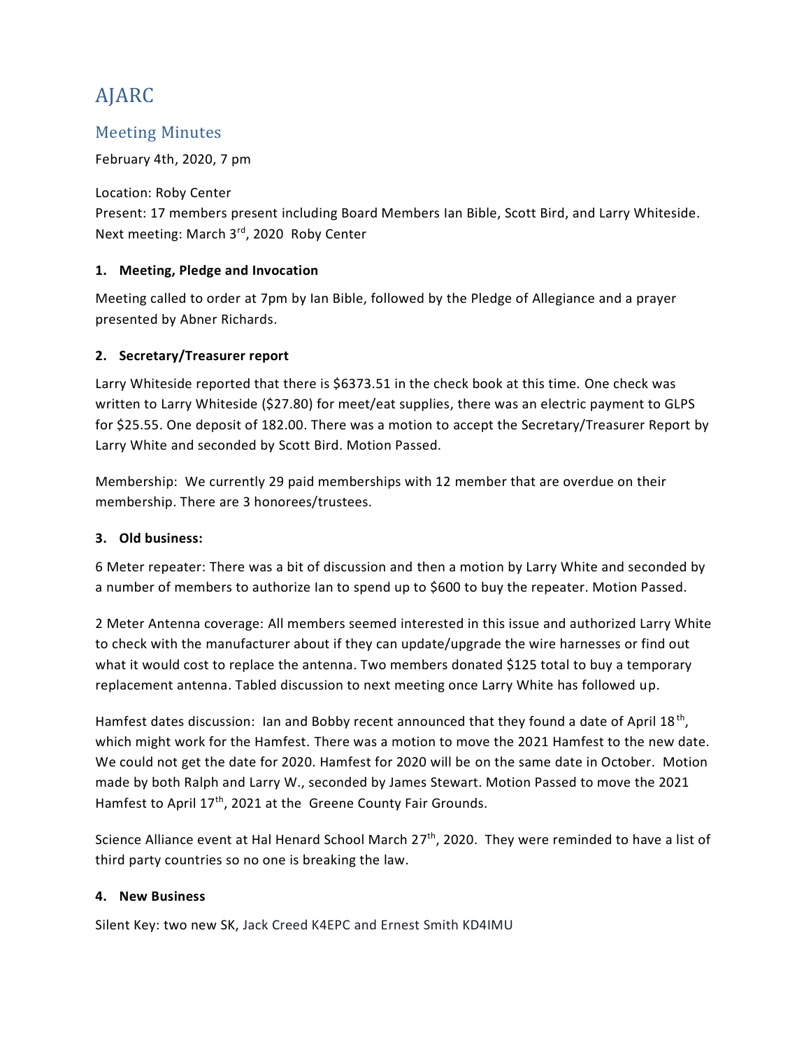# AJARC

## Meeting Minutes

February 4th, 2020, 7 pm

Location: Roby Center
Present: 17 members present including Board Members Ian Bible, Scott Bird, and Larry Whiteside.
Next meeting: March 3rd, 2020 Roby Center

### 1. Meeting, Pledge and Invocation

Meeting called to order at 7pm by Ian Bible, followed by the Pledge of Allegiance and a prayer presented by Abner Richards.

### 2. Secretary/Treasurer report

Larry Whiteside reported that there is $6373.51 in the check book at this time. One check was written to Larry Whiteside ($27.80) for meet/eat supplies, there was an electric payment to GLPS for $25.55. One deposit of 182.00. There was a motion to accept the Secretary/Treasurer Report by Larry White and seconded by Scott Bird. Motion Passed.

Membership: We currently 29 paid memberships with 12 member that are overdue on their membership. There are 3 honorees/trustees.

### 3. Old business:

6 Meter repeater: There was a bit of discussion and then a motion by Larry White and seconded by a number of members to authorize Ian to spend up to $600 to buy the repeater. Motion Passed.

2 Meter Antenna coverage: All members seemed interested in this issue and authorized Larry White to check with the manufacturer about if they can update/upgrade the wire harnesses or find out what it would cost to replace the antenna. Two members donated $125 total to buy a temporary replacement antenna. Tabled discussion to next meeting once Larry White has followed up.

Hamfest dates discussion: Ian and Bobby recent announced that they found a date of April 18th, which might work for the Hamfest. There was a motion to move the 2021 Hamfest to the new date. We could not get the date for 2020. Hamfest for 2020 will be on the same date in October. Motion made by both Ralph and Larry W., seconded by James Stewart. Motion Passed to move the 2021 Hamfest to April 17th, 2021 at the Greene County Fair Grounds.

Science Alliance event at Hal Henard School March 27th, 2020. They were reminded to have a list of third party countries so no one is breaking the law.

### 4. New Business

Silent Key: two new SK, Jack Creed K4EPC and Ernest Smith KD4IMU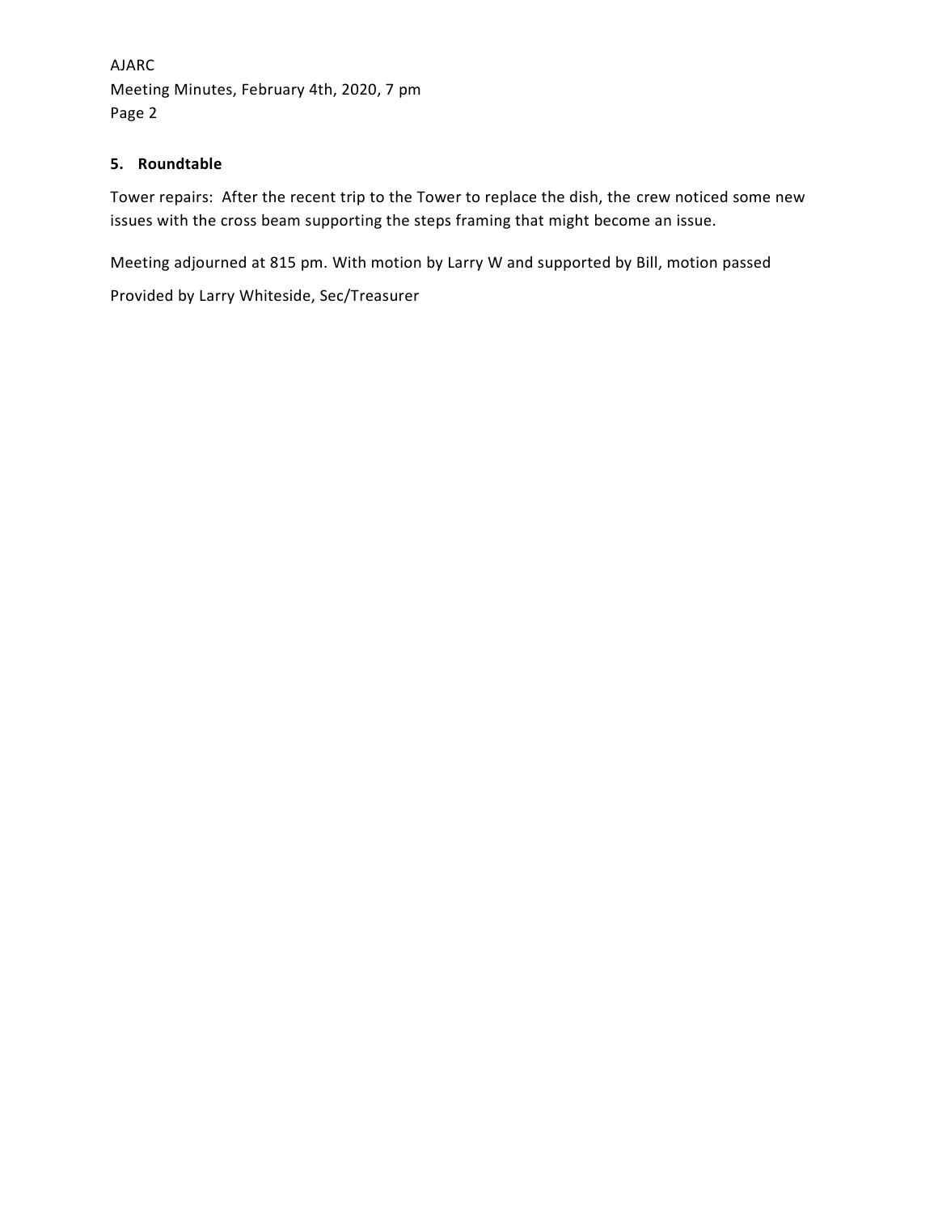### 5. Roundtable

Tower repairs: After the recent trip to the Tower to replace the dish, the crew noticed some new issues with the cross beam supporting the steps framing that might become an issue.

Meeting adjourned at 815 pm. With motion by Larry W and supported by Bill, motion passed

Provided by Larry Whiteside, Sec/Treasurer